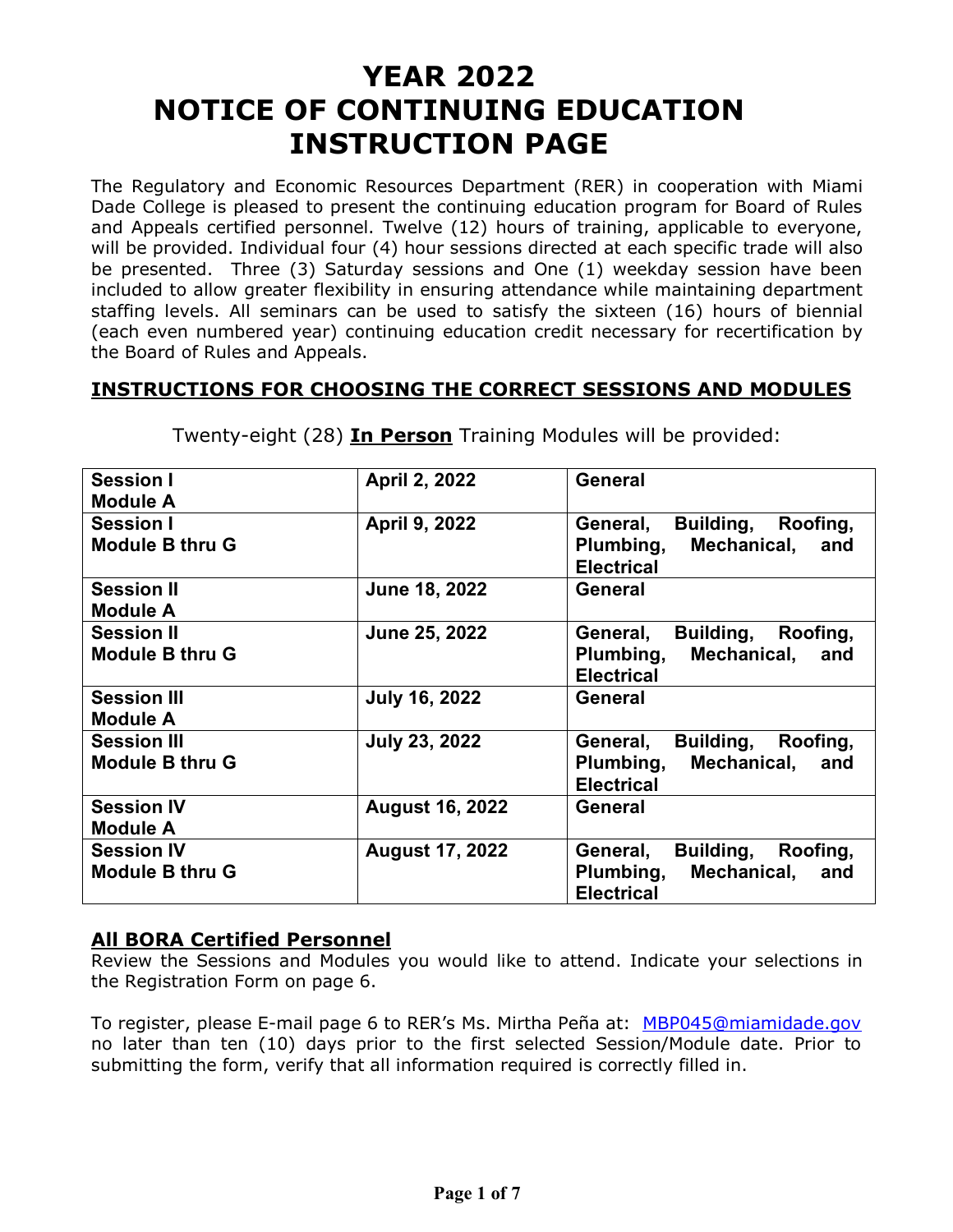# YEAR 2022 NOTICE OF CONTINUING EDUCATION INSTRUCTION PAGE

The Regulatory and Economic Resources Department (RER) in cooperation with Miami Dade College is pleased to present the continuing education program for Board of Rules and Appeals certified personnel. Twelve (12) hours of training, applicable to everyone, will be provided. Individual four (4) hour sessions directed at each specific trade will also be presented. Three (3) Saturday sessions and One (1) weekday session have been included to allow greater flexibility in ensuring attendance while maintaining department staffing levels. All seminars can be used to satisfy the sixteen (16) hours of biennial (each even numbered year) continuing education credit necessary for recertification by the Board of Rules and Appeals.

## INSTRUCTIONS FOR CHOOSING THE CORRECT SESSIONS AND MODULES

Twenty-eight (28) **In Person** Training Modules will be provided:

| Session/Module | Date | Trade |
|---|---|---|
| **Session I Module A** | **April 2, 2022** | **General** |
| **Session I Module B thru G** | **April 9, 2022** | **General, Building, Roofing, Plumbing, Mechanical, and Electrical** |
| **Session II Module A** | **June 18, 2022** | **General** |
| **Session II Module B thru G** | **June 25, 2022** | **General, Building, Roofing, Plumbing, Mechanical, and Electrical** |
| **Session III Module A** | **July 16, 2022** | **General** |
| **Session III Module B thru G** | **July 23, 2022** | **General, Building, Roofing, Plumbing, Mechanical, and Electrical** |
| **Session IV Module A** | **August 16, 2022** | **General** |
| **Session IV Module B thru G** | **August 17, 2022** | **General, Building, Roofing, Plumbing, Mechanical, and Electrical** |

### All BORA Certified Personnel

Review the Sessions and Modules you would like to attend. Indicate your selections in the Registration Form on page 6.

To register, please E-mail page 6 to RER's Ms. Mirtha Peña at: MBP045@miamidade.gov no later than ten (10) days prior to the first selected Session/Module date. Prior to submitting the form, verify that all information required is correctly filled in.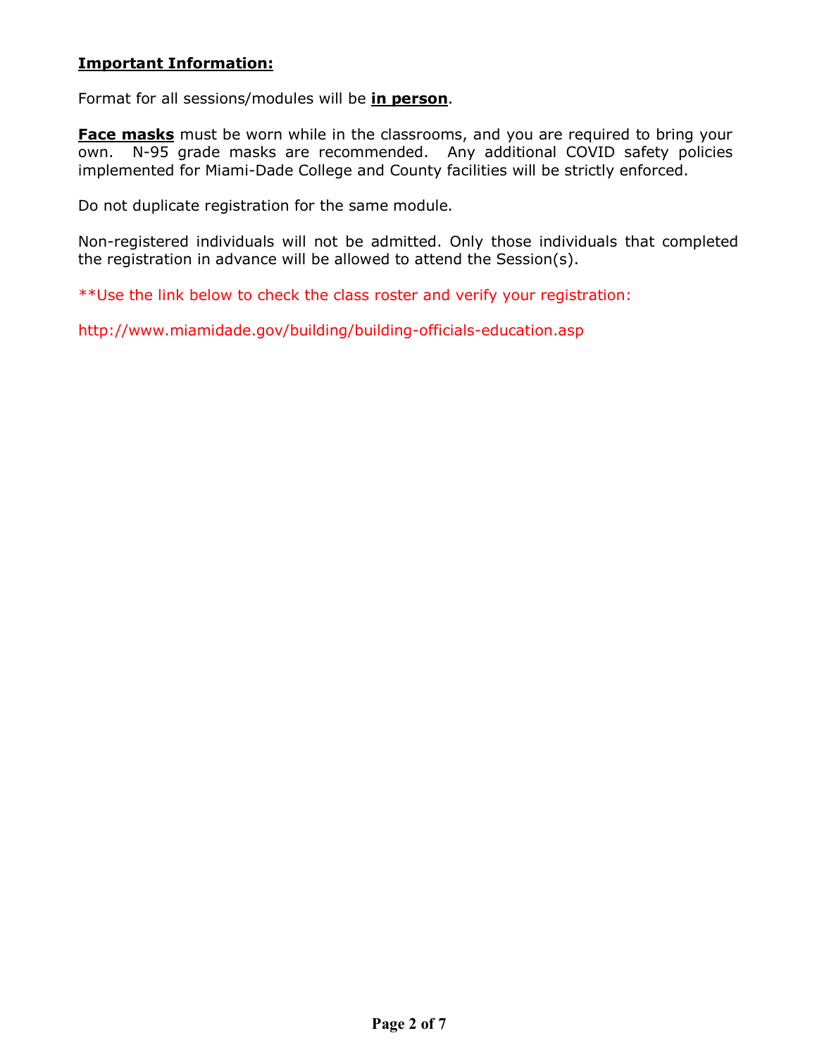**Important Information:**

Format for all sessions/modules will be **in person**.

**Face masks** must be worn while in the classrooms, and you are required to bring your own. N-95 grade masks are recommended. Any additional COVID safety policies implemented for Miami-Dade College and County facilities will be strictly enforced.

Do not duplicate registration for the same module.

Non-registered individuals will not be admitted. Only those individuals that completed the registration in advance will be allowed to attend the Session(s).

**Use the link below to check the class roster and verify your registration:

http://www.miamidade.gov/building/building-officials-education.asp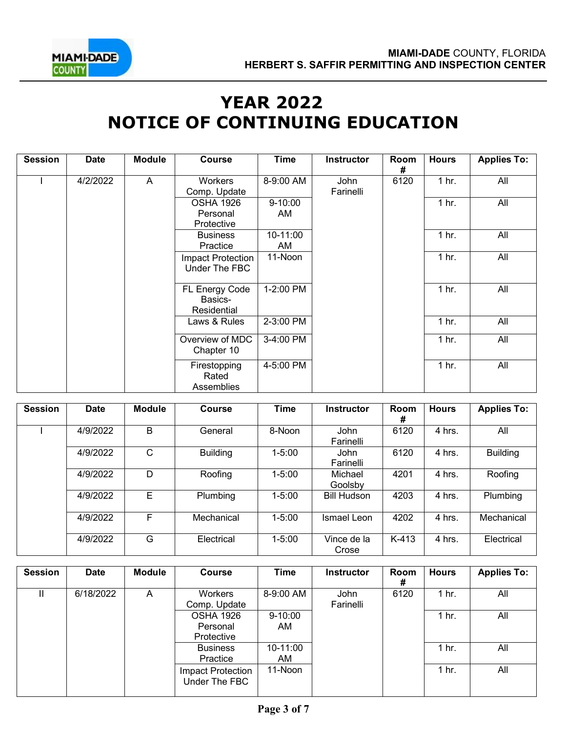MIAMI-DADE COUNTY, FLORIDA
HERBERT S. SAFFIR PERMITTING AND INSPECTION CENTER

# YEAR 2022
# NOTICE OF CONTINUING EDUCATION

| Session | Date | Module | Course | Time | Instructor | Room # | Hours | Applies To: |
|---|---|---|---|---|---|---|---|---|
| I | 4/2/2022 | A | Workers Comp. Update | 8-9:00 AM | John Farinelli | 6120 | 1 hr. | All |
| | | | OSHA 1926 Personal Protective | 9-10:00 AM | | | 1 hr. | All |
| | | | Business Practice | 10-11:00 AM | | | 1 hr. | All |
| | | | Impact Protection Under The FBC | 11-Noon | | | 1 hr. | All |
| | | | FL Energy Code Basics-Residential | 1-2:00 PM | | | 1 hr. | All |
| | | | Laws & Rules | 2-3:00 PM | | | 1 hr. | All |
| | | | Overview of MDC Chapter 10 | 3-4:00 PM | | | 1 hr. | All |
| | | | Firestopping Rated Assemblies | 4-5:00 PM | | | 1 hr. | All |

| Session | Date | Module | Course | Time | Instructor | Room # | Hours | Applies To: |
|---|---|---|---|---|---|---|---|---|
| I | 4/9/2022 | B | General | 8-Noon | John Farinelli | 6120 | 4 hrs. | All |
| | 4/9/2022 | C | Building | 1-5:00 | John Farinelli | 6120 | 4 hrs. | Building |
| | 4/9/2022 | D | Roofing | 1-5:00 | Michael Goolsby | 4201 | 4 hrs. | Roofing |
| | 4/9/2022 | E | Plumbing | 1-5:00 | Bill Hudson | 4203 | 4 hrs. | Plumbing |
| | 4/9/2022 | F | Mechanical | 1-5:00 | Ismael Leon | 4202 | 4 hrs. | Mechanical |
| | 4/9/2022 | G | Electrical | 1-5:00 | Vince de la Crose | K-413 | 4 hrs. | Electrical |

| Session | Date | Module | Course | Time | Instructor | Room # | Hours | Applies To: |
|---|---|---|---|---|---|---|---|---|
| II | 6/18/2022 | A | Workers Comp. Update | 8-9:00 AM | John Farinelli | 6120 | 1 hr. | All |
| | | | OSHA 1926 Personal Protective | 9-10:00 AM | | | 1 hr. | All |
| | | | Business Practice | 10-11:00 AM | | | 1 hr. | All |
| | | | Impact Protection Under The FBC | 11-Noon | | | 1 hr. | All |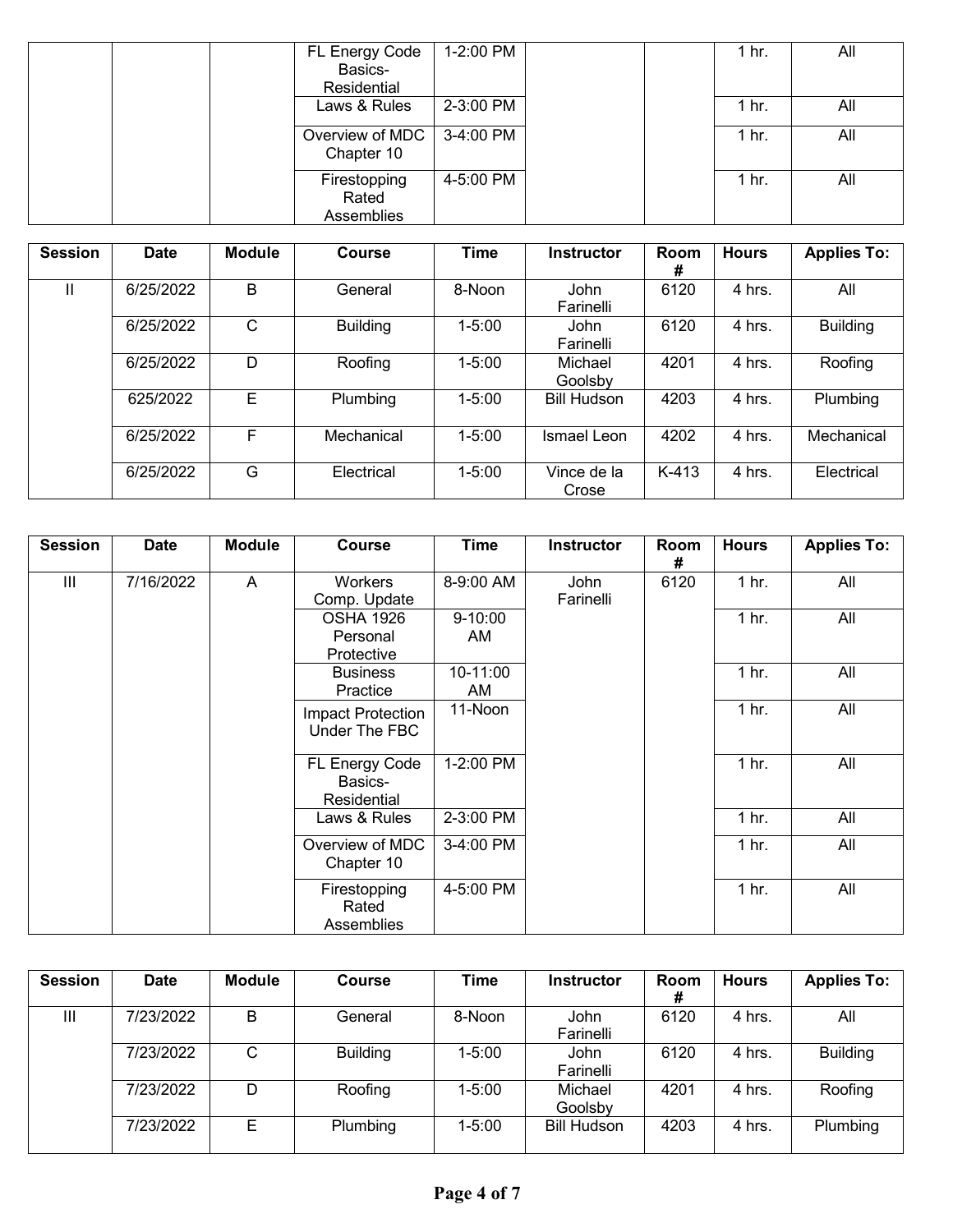| Session | Date | Module | Course | Time | Instructor | Room # | Hours | Applies To: |
|---|---|---|---|---|---|---|---|---|
| | | | FL Energy Code Basics- Residential | 1-2:00 PM | | | 1 hr. | All |
| | | | Laws & Rules | 2-3:00 PM | | | 1 hr. | All |
| | | | Overview of MDC Chapter 10 | 3-4:00 PM | | | 1 hr. | All |
| | | | Firestopping Rated Assemblies | 4-5:00 PM | | | 1 hr. | All |

| Session | Date | Module | Course | Time | Instructor | Room # | Hours | Applies To: |
|---|---|---|---|---|---|---|---|---|
| II | 6/25/2022 | B | General | 8-Noon | John Farinelli | 6120 | 4 hrs. | All |
| | 6/25/2022 | C | Building | 1-5:00 | John Farinelli | 6120 | 4 hrs. | Building |
| | 6/25/2022 | D | Roofing | 1-5:00 | Michael Goolsby | 4201 | 4 hrs. | Roofing |
| | 625/2022 | E | Plumbing | 1-5:00 | Bill Hudson | 4203 | 4 hrs. | Plumbing |
| | 6/25/2022 | F | Mechanical | 1-5:00 | Ismael Leon | 4202 | 4 hrs. | Mechanical |
| | 6/25/2022 | G | Electrical | 1-5:00 | Vince de la Crose | K-413 | 4 hrs. | Electrical |

| Session | Date | Module | Course | Time | Instructor | Room # | Hours | Applies To: |
|---|---|---|---|---|---|---|---|---|
| III | 7/16/2022 | A | Workers Comp. Update | 8-9:00 AM | John Farinelli | 6120 | 1 hr. | All |
| | | | OSHA 1926 Personal Protective | 9-10:00 AM | | | 1 hr. | All |
| | | | Business Practice | 10-11:00 AM | | | 1 hr. | All |
| | | | Impact Protection Under The FBC | 11-Noon | | | 1 hr. | All |
| | | | FL Energy Code Basics- Residential | 1-2:00 PM | | | 1 hr. | All |
| | | | Laws & Rules | 2-3:00 PM | | | 1 hr. | All |
| | | | Overview of MDC Chapter 10 | 3-4:00 PM | | | 1 hr. | All |
| | | | Firestopping Rated Assemblies | 4-5:00 PM | | | 1 hr. | All |

| Session | Date | Module | Course | Time | Instructor | Room # | Hours | Applies To: |
|---|---|---|---|---|---|---|---|---|
| III | 7/23/2022 | B | General | 8-Noon | John Farinelli | 6120 | 4 hrs. | All |
| | 7/23/2022 | C | Building | 1-5:00 | John Farinelli | 6120 | 4 hrs. | Building |
| | 7/23/2022 | D | Roofing | 1-5:00 | Michael Goolsby | 4201 | 4 hrs. | Roofing |
| | 7/23/2022 | E | Plumbing | 1-5:00 | Bill Hudson | 4203 | 4 hrs. | Plumbing |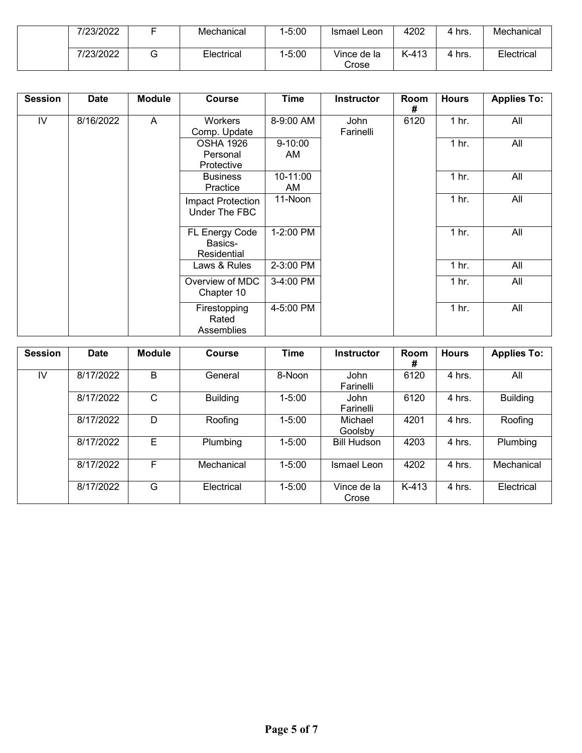|  | Date | Module | Course | Time | Instructor | Room # | Hours | Applies To: |
|---|---|---|---|---|---|---|---|---|
|  | 7/23/2022 | F | Mechanical | 1-5:00 | Ismael Leon | 4202 | 4 hrs. | Mechanical |
|  | 7/23/2022 | G | Electrical | 1-5:00 | Vince de la Crose | K-413 | 4 hrs. | Electrical |

| Session | Date | Module | Course | Time | Instructor | Room # | Hours | Applies To: |
|---|---|---|---|---|---|---|---|---|
| IV | 8/16/2022 | A | Workers Comp. Update | 8-9:00 AM | John Farinelli | 6120 | 1 hr. | All |
|  |  |  | OSHA 1926 Personal Protective | 9-10:00 AM |  |  | 1 hr. | All |
|  |  |  | Business Practice | 10-11:00 AM |  |  | 1 hr. | All |
|  |  |  | Impact Protection Under The FBC | 11-Noon |  |  | 1 hr. | All |
|  |  |  | FL Energy Code Basics-Residential | 1-2:00 PM |  |  | 1 hr. | All |
|  |  |  | Laws & Rules | 2-3:00 PM |  |  | 1 hr. | All |
|  |  |  | Overview of MDC Chapter 10 | 3-4:00 PM |  |  | 1 hr. | All |
|  |  |  | Firestopping Rated Assemblies | 4-5:00 PM |  |  | 1 hr. | All |

| Session | Date | Module | Course | Time | Instructor | Room # | Hours | Applies To: |
|---|---|---|---|---|---|---|---|---|
| IV | 8/17/2022 | B | General | 8-Noon | John Farinelli | 6120 | 4 hrs. | All |
|  | 8/17/2022 | C | Building | 1-5:00 | John Farinelli | 6120 | 4 hrs. | Building |
|  | 8/17/2022 | D | Roofing | 1-5:00 | Michael Goolsby | 4201 | 4 hrs. | Roofing |
|  | 8/17/2022 | E | Plumbing | 1-5:00 | Bill Hudson | 4203 | 4 hrs. | Plumbing |
|  | 8/17/2022 | F | Mechanical | 1-5:00 | Ismael Leon | 4202 | 4 hrs. | Mechanical |
|  | 8/17/2022 | G | Electrical | 1-5:00 | Vince de la Crose | K-413 | 4 hrs. | Electrical |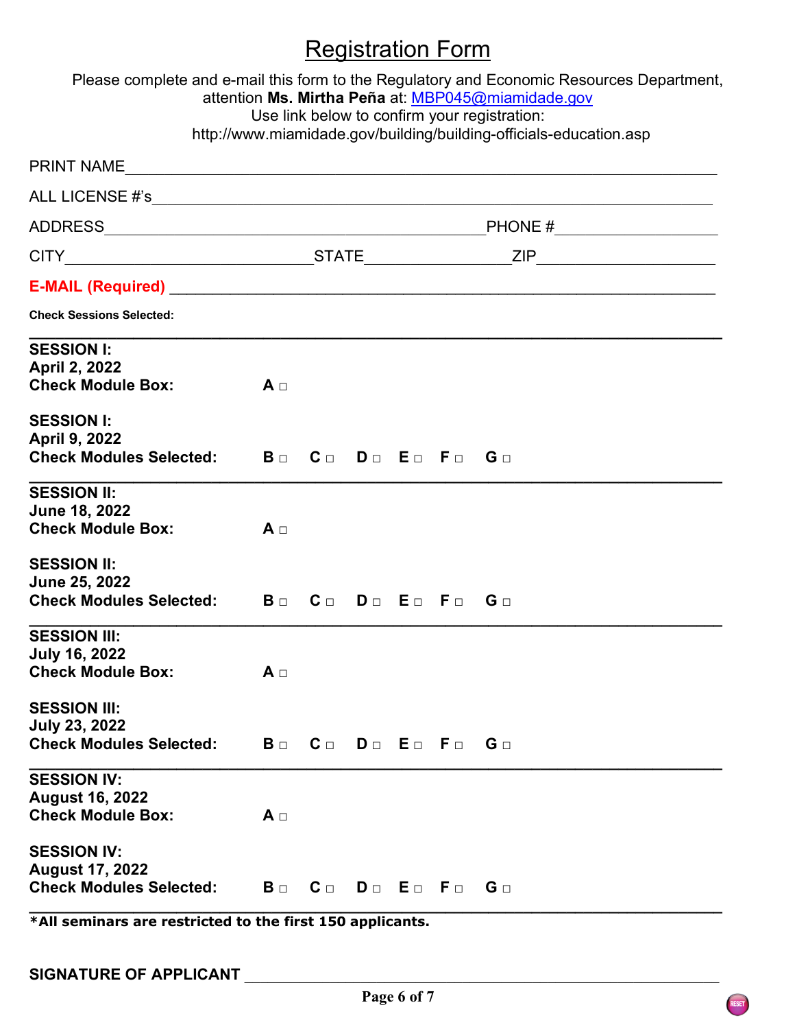# Registration Form

Please complete and e-mail this form to the Regulatory and Economic Resources Department, attention **Ms. Mirtha Peña** at: MBP045@miamidade.gov
Use link below to confirm your registration:
http://www.miamidade.gov/building/building-officials-education.asp

PRINT NAME ____________________________________________

ALL LICENSE #'s ____________________________________________

ADDRESS ______________________________ PHONE # ______________

CITY ________________ STATE ____________ ZIP ______________

**E-MAIL (Required)** ____________________________________________

**Check Sessions Selected:**

---

**SESSION I:**
**April 2, 2022**
**Check Module Box:** **A** □

**SESSION I:**
**April 9, 2022**
**Check Modules Selected:** **B** □ **C** □ **D** □ **E** □ **F** □ **G** □

---

**SESSION II:**
**June 18, 2022**
**Check Module Box:** **A** □

**SESSION II:**
**June 25, 2022**
**Check Modules Selected:** **B** □ **C** □ **D** □ **E** □ **F** □ **G** □

---

**SESSION III:**
**July 16, 2022**
**Check Module Box:** **A** □

**SESSION III:**
**July 23, 2022**
**Check Modules Selected:** **B** □ **C** □ **D** □ **E** □ **F** □ **G** □

---

**SESSION IV:**
**August 16, 2022**
**Check Module Box:** **A** □

**SESSION IV:**
**August 17, 2022**
**Check Modules Selected:** **B** □ **C** □ **D** □ **E** □ **F** □ **G** □

---

***All seminars are restricted to the first 150 applicants.**

**SIGNATURE OF APPLICANT** ____________________________________________

RESET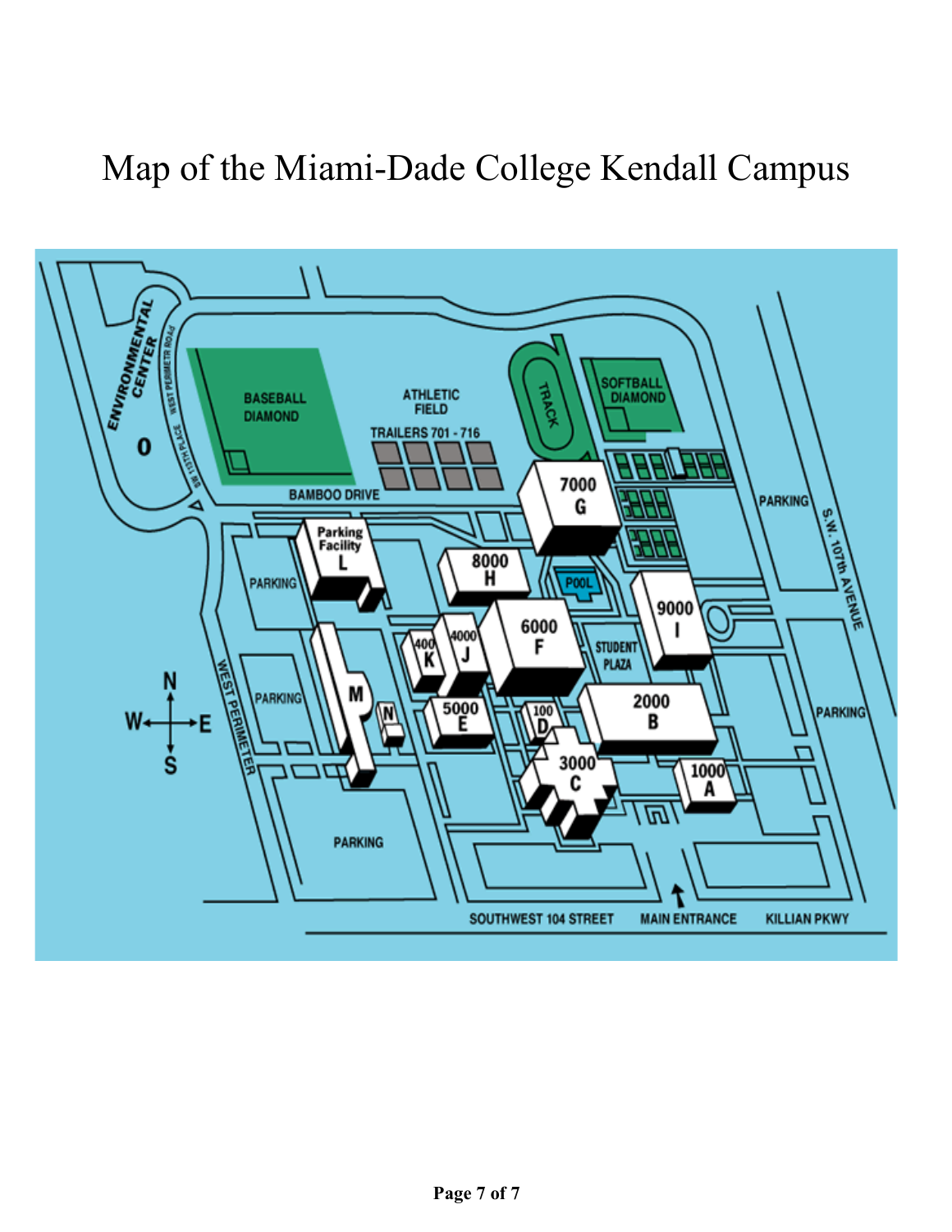# Map of the Miami-Dade College Kendall Campus

ENVIRONMENTAL CENTER

O

WEST PERIMETR ROAD

SW 113TH PLACE

BASEBALL DIAMOND

ATHLETIC FIELD

TRAILERS 701 - 716

TRACK

SOFTBALL DIAMOND

BAMBOO DRIVE

7000 G

PARKING

S.W. 107th AVENUE

Parking Facility L

PARKING

8000 H

POOL

9000 I

400 K

4000 J

6000 F

STUDENT PLAZA

N
W E
S

WEST PERIMETER

PARKING

M

N

5000 E

100 D

2000 B

PARKING

3000 C

1000 A

PARKING

SOUTHWEST 104 STREET

MAIN ENTRANCE

KILLIAN PKWY